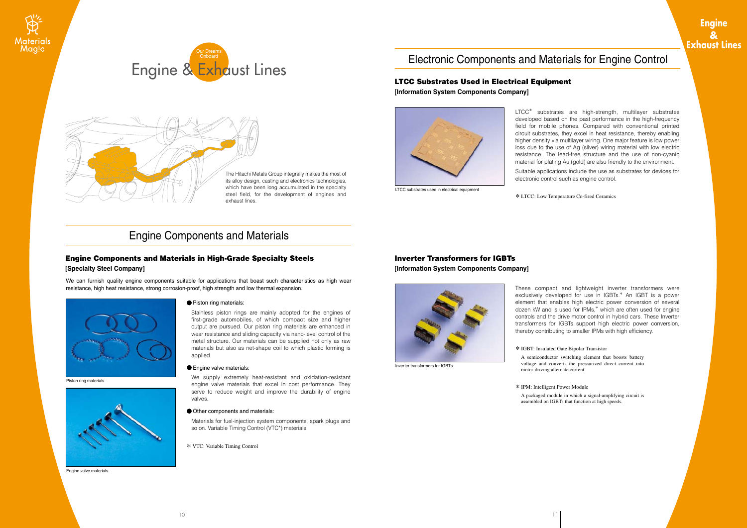# Engine & Exhaust Lines

Our Dreams Onboard

The Hitachi Metals Group integrally makes the most of its alloy design, casting and electronics technologies, which have been long accumulated in the specialty steel field, for the development of engines and exhaust lines.

## Engine Components and Materials

### Engine Components and Materials in High-Grade Specialty Steels

**[Specialty Steel Company]**

We can furnish quality engine components suitable for applications that boast such characteristics as high wear resistance, high heat resistance, strong corrosion-proof, high strength and low thermal expansion.

Piston ring materials

Engine valve materials

● Piston ring materials:

Stainless piston rings are mainly adopted for the engines of first-grade automobiles, of which compact size and higher output are pursued. Our piston ring materials are enhanced in wear resistance and sliding capacity via nano-level control of the metal structure. Our materials can be supplied not only as raw materials but also as net-shape coil to which plastic forming is applied.

● Engine valve materials:

We supply extremely heat-resistant and oxidation-resistant engine valve materials that excel in cost performance. They serve to reduce weight and improve the durability of engine valves.

● Other components and materials:

Materials for fuel-injection system components, spark plugs and so on. Variable Timing Control (VTC*) materials

* VTC: Variable Timing Control

## Electronic Components and Materials for Engine Control

### LTCC Substrates Used in Electrical Equipment

**[Information System Components Company]**

LTCC substrates used in electrical equipment

LTCC* substrates are high-strength, multilayer substrates developed based on the past performance in the high-frequency field for mobile phones. Compared with conventional printed circuit substrates, they excel in heat resistance, thereby enabling higher density via multilayer wiring. One major feature is low power loss due to the use of Ag (silver) wiring material with low electric resistance. The lead-free structure and the use of non-cyanic material for plating Au (gold) are also friendly to the environment.

Suitable applications include the use as substrates for devices for electronic control such as engine control.

* LTCC: Low Temperature Co-fired Ceramics

### Inverter Transformers for IGBTs

**[Information System Components Company]**

Inverter transformers for IGBTs

These compact and lightweight inverter transformers were exclusively developed for use in IGBTs.* An IGBT is a power element that enables high electric power conversion of several dozen kW and is used for IPMs,* which are often used for engine controls and the drive motor control in hybrid cars. These Inverter transformers for IGBTs support high electric power conversion, thereby contributing to smaller IPMs with high efficiency.

* IGBT: Insulated Gate Bipolar Transistor

A semiconductor switching element that boosts battery voltage and converts the pressurized direct current into motor-driving alternate current.

* IPM: Intelligent Power Module

A packaged module in which a signal-amplifying circuit is assembled on IGBTs that function at high speeds.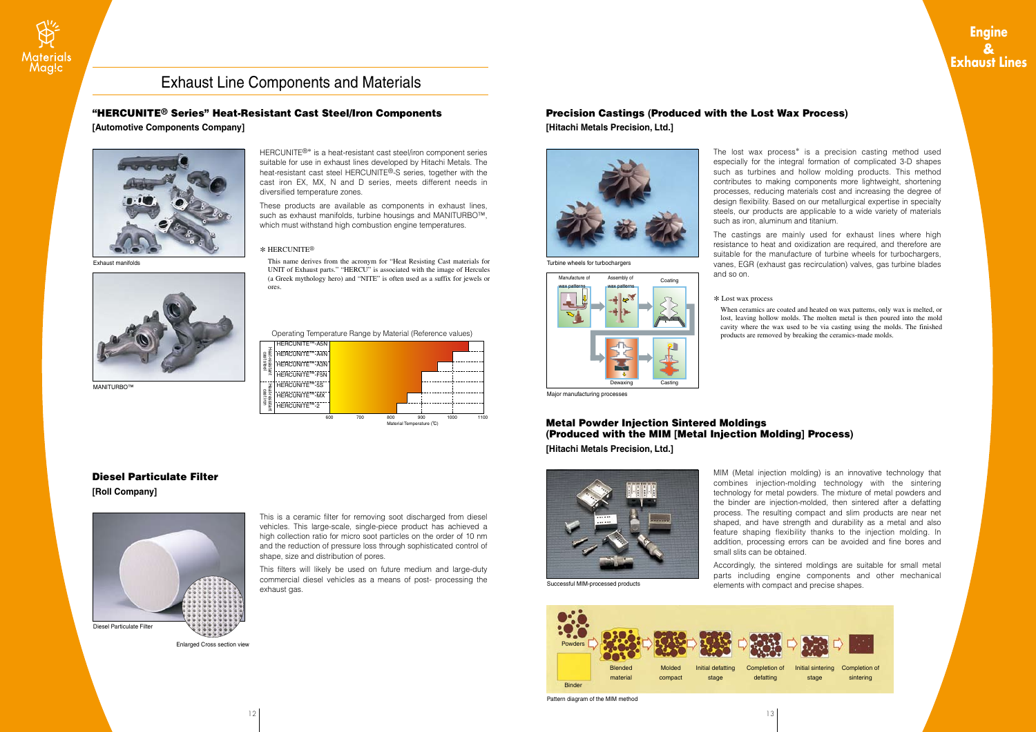# Exhaust Line Components and Materials

## "HERCUNITE® Series" Heat-Resistant Cast Steel/Iron Components

**[Automotive Components Company]**

Exhaust manifolds

MANITURBO™

HERCUNITE®* is a heat-resistant cast steel/iron component series suitable for use in exhaust lines developed by Hitachi Metals. The heat-resistant cast steel HERCUNITE®-S series, together with the cast iron EX, MX, N and D series, meets different needs in diversified temperature zones.

These products are available as components in exhaust lines, such as exhaust manifolds, turbine housings and MANITURBO™, which must withstand high combustion engine temperatures.

\* HERCUNITE®

This name derives from the acronym for "Heat Resisting Cast materials for UNIT of Exhaust parts." "HERCU" is associated with the image of Hercules (a Greek mythology hero) and "NITE" is often used as a suffix for jewels or ores.

Operating Temperature Range by Material (Reference values)

Heat-resistant cast steel

HERCUNITE™-A5N
HERCUNITE™-A4N
HERCUNITE™-A3N
HERCUNITE™-F5N

Heat-resistant cast iron

HERCUNITE™-5S
HERCUNITE™-MX
HERCUNITE™-2

600 700 800 900 1000 1100

Material Temperature (℃)

## Diesel Particulate Filter

**[Roll Company]**

Diesel Particulate Filter

Enlarged Cross section view

This is a ceramic filter for removing soot discharged from diesel vehicles. This large-scale, single-piece product has achieved a high collection ratio for micro soot particles on the order of 10 nm and the reduction of pressure loss through sophisticated control of shape, size and distribution of pores.

This filters will likely be used on future medium and large-duty commercial diesel vehicles as a means of post- processing the exhaust gas.

## Precision Castings (Produced with the Lost Wax Process)

**[Hitachi Metals Precision, Ltd.]**

Turbine wheels for turbochargers

Manufacture of wax patterns
Assembly of wax patterns
Coating
Dewaxing
Casting

Major manufacturing processes

The lost wax process* is a precision casting method used especially for the integral formation of complicated 3-D shapes such as turbines and hollow molding products. This method contributes to making components more lightweight, shortening processes, reducing materials cost and increasing the degree of design flexibility. Based on our metallurgical expertise in specialty steels, our products are applicable to a wide variety of materials such as iron, aluminum and titanium.

The castings are mainly used for exhaust lines where high resistance to heat and oxidization are required, and therefore are suitable for the manufacture of turbine wheels for turbochargers, vanes, EGR (exhaust gas recirculation) valves, gas turbine blades and so on.

\* Lost wax process

When ceramics are coated and heated on wax patterns, only wax is melted, or lost, leaving hollow molds. The molten metal is then poured into the mold cavity where the wax used to be via casting using the molds. The finished products are removed by breaking the ceramics-made molds.

## Metal Powder Injection Sintered Moldings (Produced with the MIM [Metal Injection Molding] Process)

**[Hitachi Metals Precision, Ltd.]**

Successful MIM-processed products

MIM (Metal injection molding) is an innovative technology that combines injection-molding technology with the sintering technology for metal powders. The mixture of metal powders and the binder are injection-molded, then sintered after a defatting process. The resulting compact and slim products are near net shaped, and have strength and durability as a metal and also feature shaping flexibility thanks to the injection molding. In addition, processing errors can be avoided and fine bores and small slits can be obtained.

Accordingly, the sintered moldings are suitable for small metal parts including engine components and other mechanical elements with compact and precise shapes.

Powders
Binder
Blended material
Molded compact
Initial defatting stage
Completion of defatting
Initial sintering stage
Completion of sintering

Pattern diagram of the MIM method